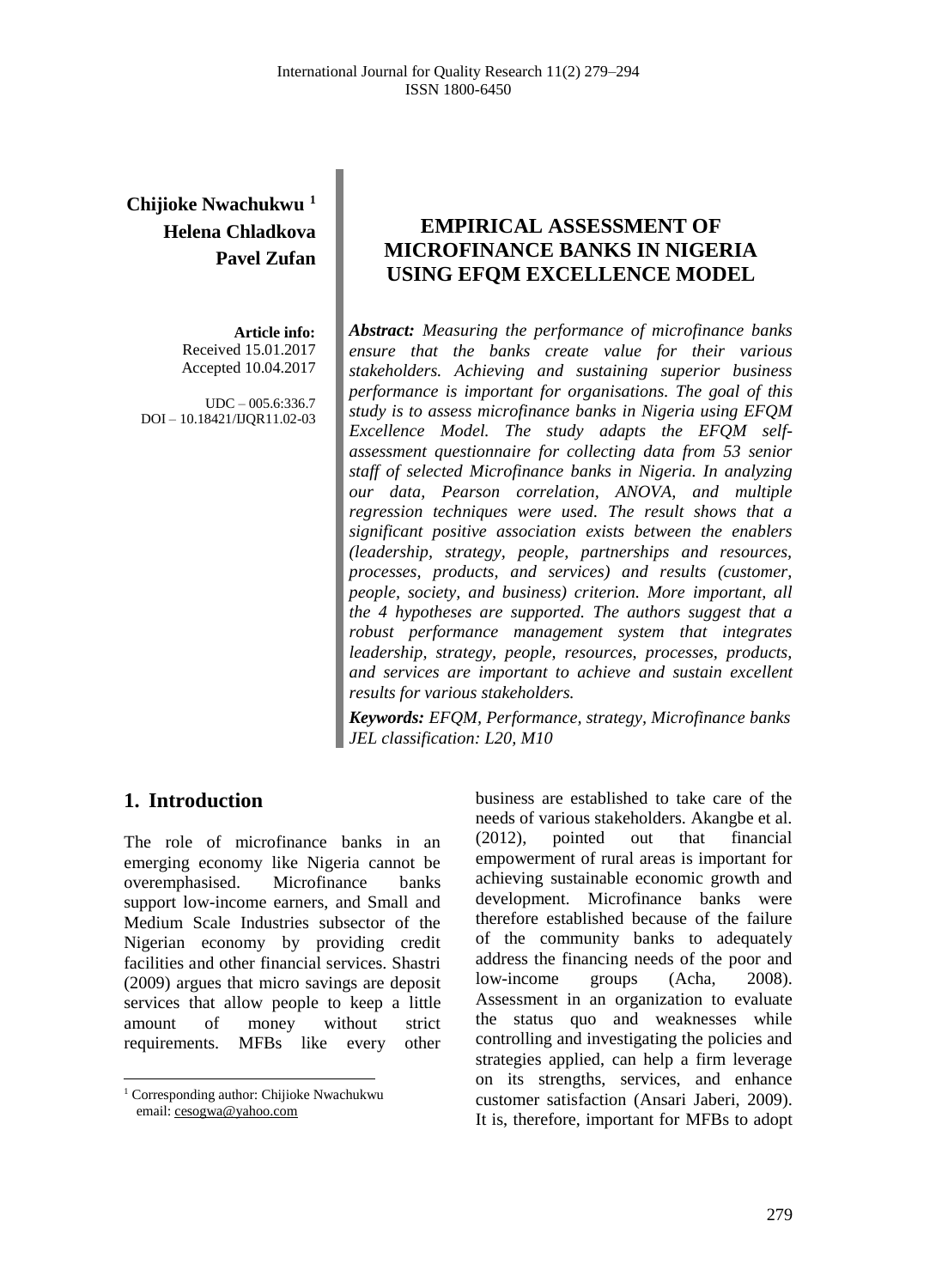**Chijioke Nwachukwu [1]**
**Helena Chladkova**
**Pavel Zufan**

**Article info:**
Received 15.01.2017
Accepted 10.04.2017

UDC – 005.6:336.7
DOI – 10.18421/IJQR11.02-03

# EMPIRICAL ASSESSMENT OF MICROFINANCE BANKS IN NIGERIA USING EFQM EXCELLENCE MODEL

***Abstract:*** *Measuring the performance of microfinance banks ensure that the banks create value for their various stakeholders. Achieving and sustaining superior business performance is important for organisations. The goal of this study is to assess microfinance banks in Nigeria using EFQM Excellence Model. The study adapts the EFQM self-assessment questionnaire for collecting data from 53 senior staff of selected Microfinance banks in Nigeria. In analyzing our data, Pearson correlation, ANOVA, and multiple regression techniques were used. The result shows that a significant positive association exists between the enablers (leadership, strategy, people, partnerships and resources, processes, products, and services) and results (customer, people, society, and business) criterion. More important, all the 4 hypotheses are supported. The authors suggest that a robust performance management system that integrates leadership, strategy, people, resources, processes, products, and services are important to achieve and sustain excellent results for various stakeholders.*

***Keywords:*** *EFQM, Performance, strategy, Microfinance banks*
*JEL classification: L20, M10*

## 1. Introduction

The role of microfinance banks in an emerging economy like Nigeria cannot be overemphasised. Microfinance banks support low-income earners, and Small and Medium Scale Industries subsector of the Nigerian economy by providing credit facilities and other financial services. Shastri (2009) argues that micro savings are deposit services that allow people to keep a little amount of money without strict requirements. MFBs like every other business are established to take care of the needs of various stakeholders. Akangbe et al. (2012), pointed out that financial empowerment of rural areas is important for achieving sustainable economic growth and development. Microfinance banks were therefore established because of the failure of the community banks to adequately address the financing needs of the poor and low-income groups (Acha, 2008). Assessment in an organization to evaluate the status quo and weaknesses while controlling and investigating the policies and strategies applied, can help a firm leverage on its strengths, services, and enhance customer satisfaction (Ansari Jaberi, 2009). It is, therefore, important for MFBs to adopt

[1] Corresponding author: Chijioke Nwachukwu
email: cesogwa@yahoo.com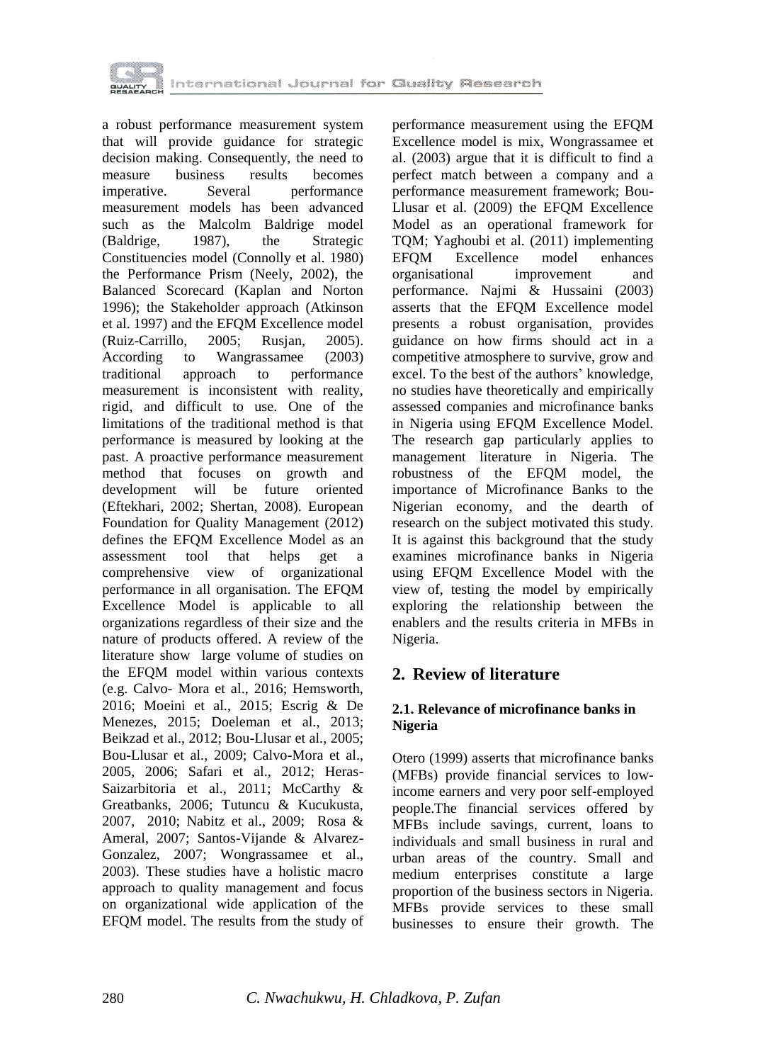a robust performance measurement system that will provide guidance for strategic decision making. Consequently, the need to measure business results becomes imperative. Several performance measurement models has been advanced such as the Malcolm Baldrige model (Baldrige, 1987), the Strategic Constituencies model (Connolly et al. 1980) the Performance Prism (Neely, 2002), the Balanced Scorecard (Kaplan and Norton 1996); the Stakeholder approach (Atkinson et al. 1997) and the EFQM Excellence model (Ruiz-Carrillo, 2005; Rusjan, 2005). According to Wangrassamee (2003) traditional approach to performance measurement is inconsistent with reality, rigid, and difficult to use. One of the limitations of the traditional method is that performance is measured by looking at the past. A proactive performance measurement method that focuses on growth and development will be future oriented (Eftekhari, 2002; Shertan, 2008). European Foundation for Quality Management (2012) defines the EFQM Excellence Model as an assessment tool that helps get a comprehensive view of organizational performance in all organisation. The EFQM Excellence Model is applicable to all organizations regardless of their size and the nature of products offered. A review of the literature show large volume of studies on the EFQM model within various contexts (e.g. Calvo- Mora et al., 2016; Hemsworth, 2016; Moeini et al., 2015; Escrig & De Menezes, 2015; Doeleman et al., 2013; Beikzad et al., 2012; Bou-Llusar et al., 2005; Bou-Llusar et al., 2009; Calvo-Mora et al., 2005, 2006; Safari et al., 2012; Heras-Saizarbitoria et al., 2011; McCarthy & Greatbanks, 2006; Tutuncu & Kucukusta, 2007, 2010; Nabitz et al., 2009; Rosa & Ameral, 2007; Santos-Vijande & Alvarez-Gonzalez, 2007; Wongrassamee et al., 2003). These studies have a holistic macro approach to quality management and focus on organizational wide application of the EFQM model. The results from the study of performance measurement using the EFQM Excellence model is mix, Wongrassamee et al. (2003) argue that it is difficult to find a perfect match between a company and a performance measurement framework; Bou-Llusar et al. (2009) the EFQM Excellence Model as an operational framework for TQM; Yaghoubi et al. (2011) implementing EFQM Excellence model enhances organisational improvement and performance. Najmi & Hussaini (2003) asserts that the EFQM Excellence model presents a robust organisation, provides guidance on how firms should act in a competitive atmosphere to survive, grow and excel. To the best of the authors' knowledge, no studies have theoretically and empirically assessed companies and microfinance banks in Nigeria using EFQM Excellence Model. The research gap particularly applies to management literature in Nigeria. The robustness of the EFQM model, the importance of Microfinance Banks to the Nigerian economy, and the dearth of research on the subject motivated this study. It is against this background that the study examines microfinance banks in Nigeria using EFQM Excellence Model with the view of, testing the model by empirically exploring the relationship between the enablers and the results criteria in MFBs in Nigeria.

## 2. Review of literature

### 2.1. Relevance of microfinance banks in Nigeria

Otero (1999) asserts that microfinance banks (MFBs) provide financial services to low-income earners and very poor self-employed people.The financial services offered by MFBs include savings, current, loans to individuals and small business in rural and urban areas of the country. Small and medium enterprises constitute a large proportion of the business sectors in Nigeria. MFBs provide services to these small businesses to ensure their growth. The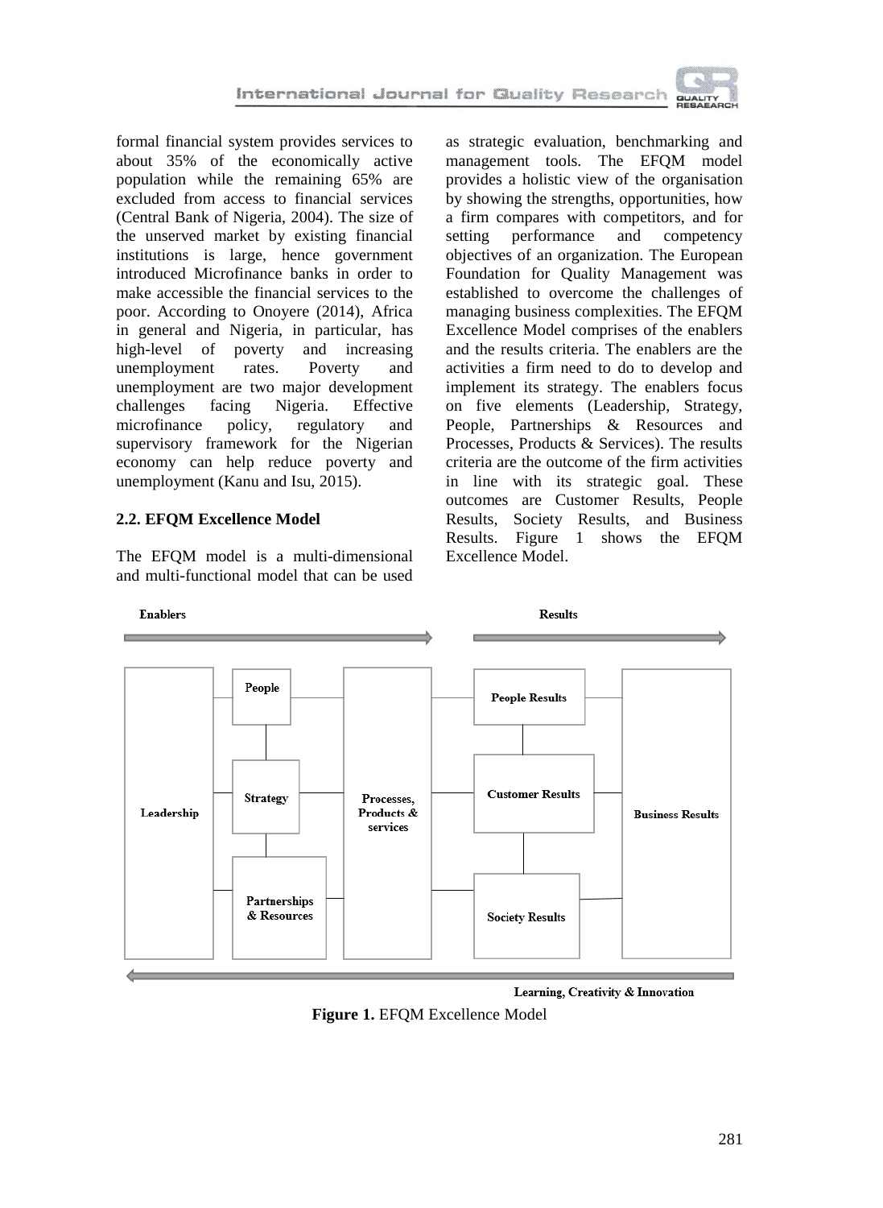formal financial system provides services to about 35% of the economically active population while the remaining 65% are excluded from access to financial services (Central Bank of Nigeria, 2004). The size of the unserved market by existing financial institutions is large, hence government introduced Microfinance banks in order to make accessible the financial services to the poor. According to Onoyere (2014), Africa in general and Nigeria, in particular, has high-level of poverty and increasing unemployment rates. Poverty and unemployment are two major development challenges facing Nigeria. Effective microfinance policy, regulatory and supervisory framework for the Nigerian economy can help reduce poverty and unemployment (Kanu and Isu, 2015).

### 2.2. EFQM Excellence Model

The EFQM model is a multi-dimensional and multi-functional model that can be used as strategic evaluation, benchmarking and management tools. The EFQM model provides a holistic view of the organisation by showing the strengths, opportunities, how a firm compares with competitors, and for setting performance and competency objectives of an organization. The European Foundation for Quality Management was established to overcome the challenges of managing business complexities. The EFQM Excellence Model comprises of the enablers and the results criteria. The enablers are the activities a firm need to do to develop and implement its strategy. The enablers focus on five elements (Leadership, Strategy, People, Partnerships & Resources and Processes, Products & Services). The results criteria are the outcome of the firm activities in line with its strategic goal. These outcomes are Customer Results, People Results, Society Results, and Business Results. Figure 1 shows the EFQM Excellence Model.

Enablers → Results

Leadership | People | Strategy | Partnerships & Resources | Processes, Products & services | People Results | Customer Results | Society Results | Business Results

← Learning, Creativity & Innovation

**Figure 1.** EFQM Excellence Model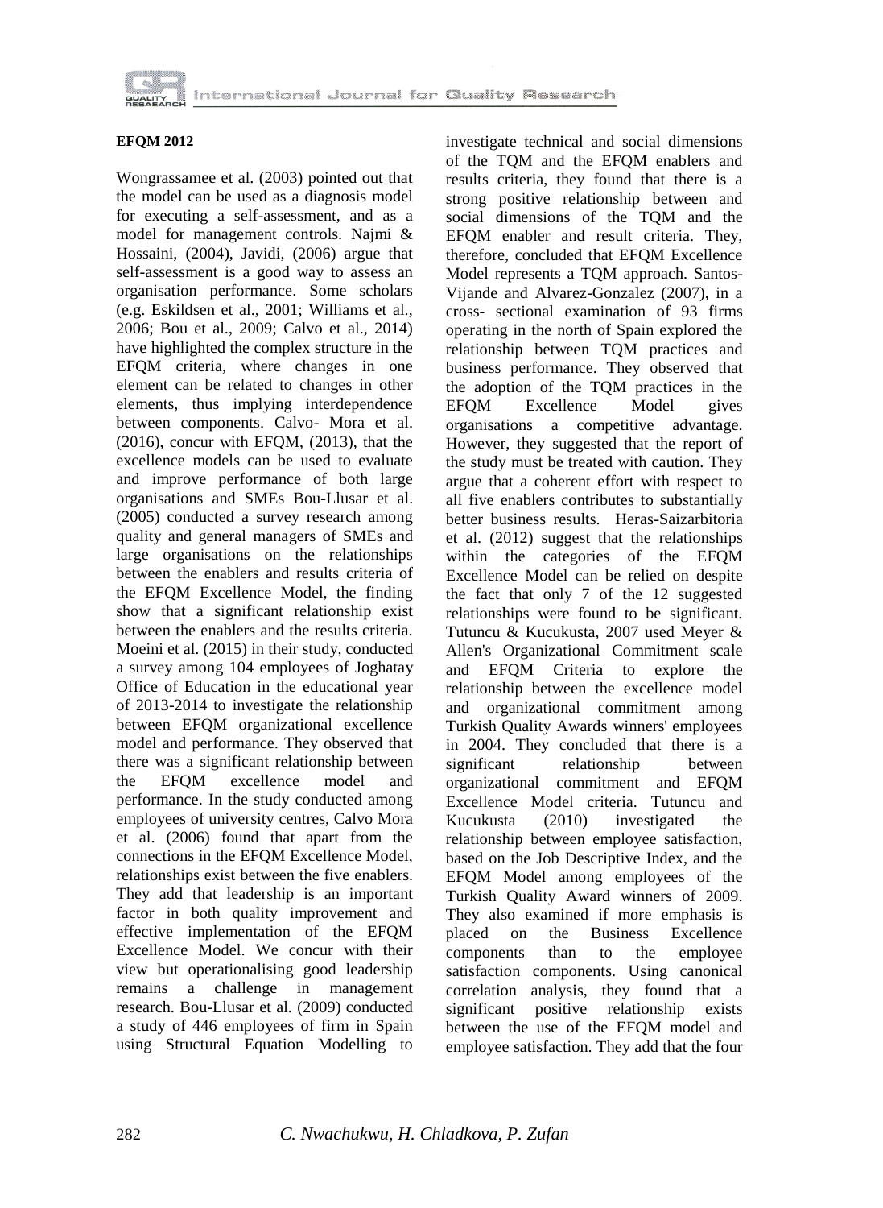**EFQM 2012**

Wongrassamee et al. (2003) pointed out that the model can be used as a diagnosis model for executing a self-assessment, and as a model for management controls. Najmi & Hossaini, (2004), Javidi, (2006) argue that self-assessment is a good way to assess an organisation performance. Some scholars (e.g. Eskildsen et al., 2001; Williams et al., 2006; Bou et al., 2009; Calvo et al., 2014) have highlighted the complex structure in the EFQM criteria, where changes in one element can be related to changes in other elements, thus implying interdependence between components. Calvo- Mora et al. (2016), concur with EFQM, (2013), that the excellence models can be used to evaluate and improve performance of both large organisations and SMEs Bou-Llusar et al. (2005) conducted a survey research among quality and general managers of SMEs and large organisations on the relationships between the enablers and results criteria of the EFQM Excellence Model, the finding show that a significant relationship exist between the enablers and the results criteria. Moeini et al. (2015) in their study, conducted a survey among 104 employees of Joghatay Office of Education in the educational year of 2013-2014 to investigate the relationship between EFQM organizational excellence model and performance. They observed that there was a significant relationship between the EFQM excellence model and performance. In the study conducted among employees of university centres, Calvo Mora et al. (2006) found that apart from the connections in the EFQM Excellence Model, relationships exist between the five enablers. They add that leadership is an important factor in both quality improvement and effective implementation of the EFQM Excellence Model. We concur with their view but operationalising good leadership remains a challenge in management research. Bou-Llusar et al. (2009) conducted a study of 446 employees of firm in Spain using Structural Equation Modelling to investigate technical and social dimensions of the TQM and the EFQM enablers and results criteria, they found that there is a strong positive relationship between and social dimensions of the TQM and the EFQM enabler and result criteria. They, therefore, concluded that EFQM Excellence Model represents a TQM approach. Santos-Vijande and Alvarez-Gonzalez (2007), in a cross- sectional examination of 93 firms operating in the north of Spain explored the relationship between TQM practices and business performance. They observed that the adoption of the TQM practices in the EFQM Excellence Model gives organisations a competitive advantage. However, they suggested that the report of the study must be treated with caution. They argue that a coherent effort with respect to all five enablers contributes to substantially better business results. Heras-Saizarbitoria et al. (2012) suggest that the relationships within the categories of the EFQM Excellence Model can be relied on despite the fact that only 7 of the 12 suggested relationships were found to be significant. Tutuncu & Kucukusta, 2007 used Meyer & Allen's Organizational Commitment scale and EFQM Criteria to explore the relationship between the excellence model and organizational commitment among Turkish Quality Awards winners' employees in 2004. They concluded that there is a significant relationship between organizational commitment and EFQM Excellence Model criteria. Tutuncu and Kucukusta (2010) investigated the relationship between employee satisfaction, based on the Job Descriptive Index, and the EFQM Model among employees of the Turkish Quality Award winners of 2009. They also examined if more emphasis is placed on the Business Excellence components than to the employee satisfaction components. Using canonical correlation analysis, they found that a significant positive relationship exists between the use of the EFQM model and employee satisfaction. They add that the four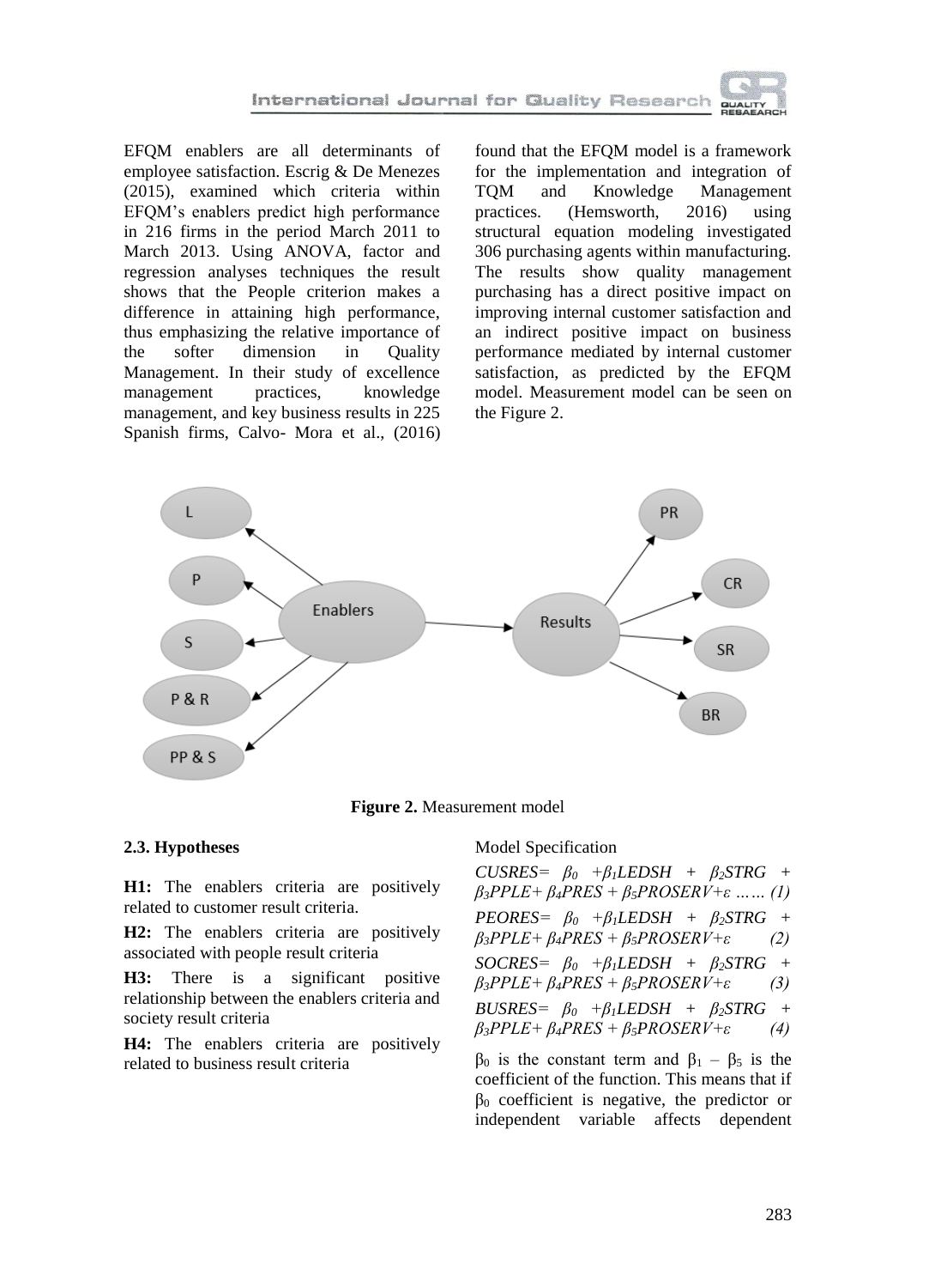EFQM enablers are all determinants of employee satisfaction. Escrig & De Menezes (2015), examined which criteria within EFQM's enablers predict high performance in 216 firms in the period March 2011 to March 2013. Using ANOVA, factor and regression analyses techniques the result shows that the People criterion makes a difference in attaining high performance, thus emphasizing the relative importance of the softer dimension in Quality Management. In their study of excellence management practices, knowledge management, and key business results in 225 Spanish firms, Calvo- Mora et al., (2016) found that the EFQM model is a framework for the implementation and integration of TQM and Knowledge Management practices. (Hemsworth, 2016) using structural equation modeling investigated 306 purchasing agents within manufacturing. The results show quality management purchasing has a direct positive impact on improving internal customer satisfaction and an indirect positive impact on business performance mediated by internal customer satisfaction, as predicted by the EFQM model. Measurement model can be seen on the Figure 2.

**Figure 2.** Measurement model

### 2.3. Hypotheses

**H1:** The enablers criteria are positively related to customer result criteria.

**H2:** The enablers criteria are positively associated with people result criteria

**H3:** There is a significant positive relationship between the enablers criteria and society result criteria

**H4:** The enablers criteria are positively related to business result criteria

Model Specification

$$CUSRES = \beta_0 + \beta_1 LEDSH + \beta_2 STRG + \beta_3 PPLE + \beta_4 PRES + \beta_5 PROSERV + \varepsilon \;\ldots\ldots\; (1)$$

$$PEORES = \beta_0 + \beta_1 LEDSH + \beta_2 STRG + \beta_3 PPLE + \beta_4 PRES + \beta_5 PROSERV + \varepsilon \qquad (2)$$

$$SOCRES = \beta_0 + \beta_1 LEDSH + \beta_2 STRG + \beta_3 PPLE + \beta_4 PRES + \beta_5 PROSERV + \varepsilon \qquad (3)$$

$$BUSRES = \beta_0 + \beta_1 LEDSH + \beta_2 STRG + \beta_3 PPLE + \beta_4 PRES + \beta_5 PROSERV + \varepsilon \qquad (4)$$

$\beta_0$ is the constant term and $\beta_1 - \beta_5$ is the coefficient of the function. This means that if $\beta_0$ coefficient is negative, the predictor or independent variable affects dependent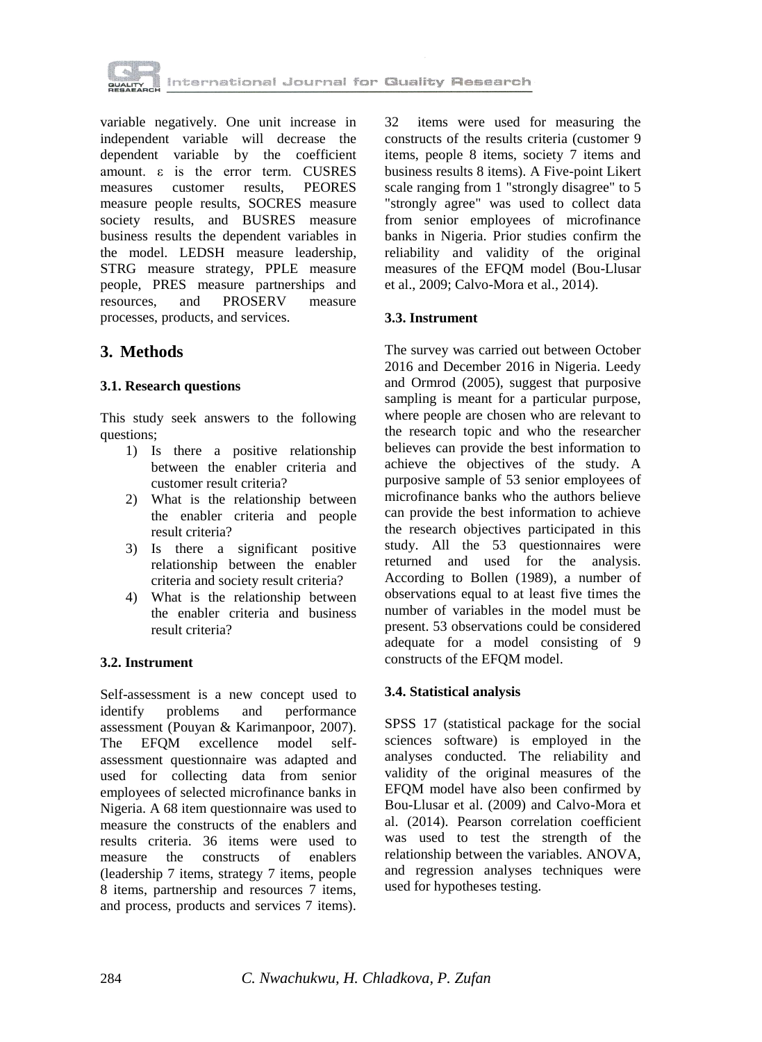variable negatively. One unit increase in independent variable will decrease the dependent variable by the coefficient amount. $\varepsilon$ is the error term. CUSRES measures customer results, PEORES measure people results, SOCRES measure society results, and BUSRES measure business results the dependent variables in the model. LEDSH measure leadership, STRG measure strategy, PPLE measure people, PRES measure partnerships and resources, and PROSERV measure processes, products, and services.

## 3. Methods

### 3.1. Research questions

This study seek answers to the following questions;

1) Is there a positive relationship between the enabler criteria and customer result criteria?
2) What is the relationship between the enabler criteria and people result criteria?
3) Is there a significant positive relationship between the enabler criteria and society result criteria?
4) What is the relationship between the enabler criteria and business result criteria?

### 3.2. Instrument

Self-assessment is a new concept used to identify problems and performance assessment (Pouyan & Karimanpoor, 2007). The EFQM excellence model self-assessment questionnaire was adapted and used for collecting data from senior employees of selected microfinance banks in Nigeria. A 68 item questionnaire was used to measure the constructs of the enablers and results criteria. 36 items were used to measure the constructs of enablers (leadership 7 items, strategy 7 items, people 8 items, partnership and resources 7 items, and process, products and services 7 items). 32 items were used for measuring the constructs of the results criteria (customer 9 items, people 8 items, society 7 items and business results 8 items). A Five-point Likert scale ranging from 1 "strongly disagree" to 5 "strongly agree" was used to collect data from senior employees of microfinance banks in Nigeria. Prior studies confirm the reliability and validity of the original measures of the EFQM model (Bou-Llusar et al., 2009; Calvo-Mora et al., 2014).

### 3.3. Instrument

The survey was carried out between October 2016 and December 2016 in Nigeria. Leedy and Ormrod (2005), suggest that purposive sampling is meant for a particular purpose, where people are chosen who are relevant to the research topic and who the researcher believes can provide the best information to achieve the objectives of the study. A purposive sample of 53 senior employees of microfinance banks who the authors believe can provide the best information to achieve the research objectives participated in this study. All the 53 questionnaires were returned and used for the analysis. According to Bollen (1989), a number of observations equal to at least five times the number of variables in the model must be present. 53 observations could be considered adequate for a model consisting of 9 constructs of the EFQM model.

### 3.4. Statistical analysis

SPSS 17 (statistical package for the social sciences software) is employed in the analyses conducted. The reliability and validity of the original measures of the EFQM model have also been confirmed by Bou-Llusar et al. (2009) and Calvo-Mora et al. (2014). Pearson correlation coefficient was used to test the strength of the relationship between the variables. ANOVA, and regression analyses techniques were used for hypotheses testing.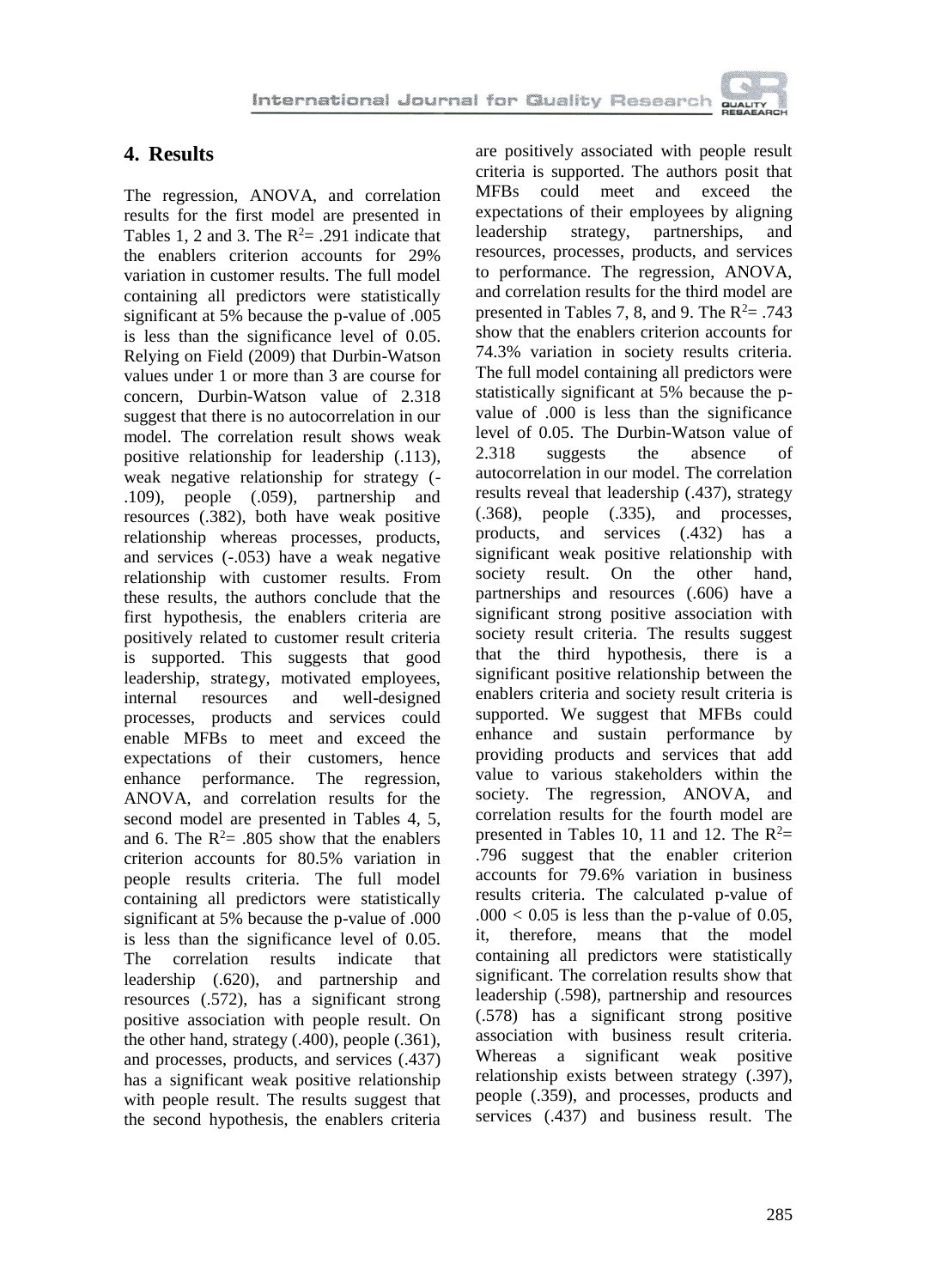## 4. Results

The regression, ANOVA, and correlation results for the first model are presented in Tables 1, 2 and 3. The $R^2$= .291 indicate that the enablers criterion accounts for 29% variation in customer results. The full model containing all predictors were statistically significant at 5% because the p-value of .005 is less than the significance level of 0.05. Relying on Field (2009) that Durbin-Watson values under 1 or more than 3 are course for concern, Durbin-Watson value of 2.318 suggest that there is no autocorrelation in our model. The correlation result shows weak positive relationship for leadership (.113), weak negative relationship for strategy (-.109), people (.059), partnership and resources (.382), both have weak positive relationship whereas processes, products, and services (-.053) have a weak negative relationship with customer results. From these results, the authors conclude that the first hypothesis, the enablers criteria are positively related to customer result criteria is supported. This suggests that good leadership, strategy, motivated employees, internal resources and well-designed processes, products and services could enable MFBs to meet and exceed the expectations of their customers, hence enhance performance. The regression, ANOVA, and correlation results for the second model are presented in Tables 4, 5, and 6. The $R^2$= .805 show that the enablers criterion accounts for 80.5% variation in people results criteria. The full model containing all predictors were statistically significant at 5% because the p-value of .000 is less than the significance level of 0.05. The correlation results indicate that leadership (.620), and partnership and resources (.572), has a significant strong positive association with people result. On the other hand, strategy (.400), people (.361), and processes, products, and services (.437) has a significant weak positive relationship with people result. The results suggest that the second hypothesis, the enablers criteria are positively associated with people result criteria is supported. The authors posit that MFBs could meet and exceed the expectations of their employees by aligning leadership strategy, partnerships, and resources, processes, products, and services to performance. The regression, ANOVA, and correlation results for the third model are presented in Tables 7, 8, and 9. The $R^2$= .743 show that the enablers criterion accounts for 74.3% variation in society results criteria. The full model containing all predictors were statistically significant at 5% because the p-value of .000 is less than the significance level of 0.05. The Durbin-Watson value of 2.318 suggests the absence of autocorrelation in our model. The correlation results reveal that leadership (.437), strategy (.368), people (.335), and processes, products, and services (.432) has a significant weak positive relationship with society result. On the other hand, partnerships and resources (.606) have a significant strong positive association with society result criteria. The results suggest that the third hypothesis, there is a significant positive relationship between the enablers criteria and society result criteria is supported. We suggest that MFBs could enhance and sustain performance by providing products and services that add value to various stakeholders within the society. The regression, ANOVA, and correlation results for the fourth model are presented in Tables 10, 11 and 12. The $R^2$= .796 suggest that the enabler criterion accounts for 79.6% variation in business results criteria. The calculated p-value of $.000 < 0.05$ is less than the p-value of 0.05, it, therefore, means that the model containing all predictors were statistically significant. The correlation results show that leadership (.598), partnership and resources (.578) has a significant strong positive association with business result criteria. Whereas a significant weak positive relationship exists between strategy (.397), people (.359), and processes, products and services (.437) and business result. The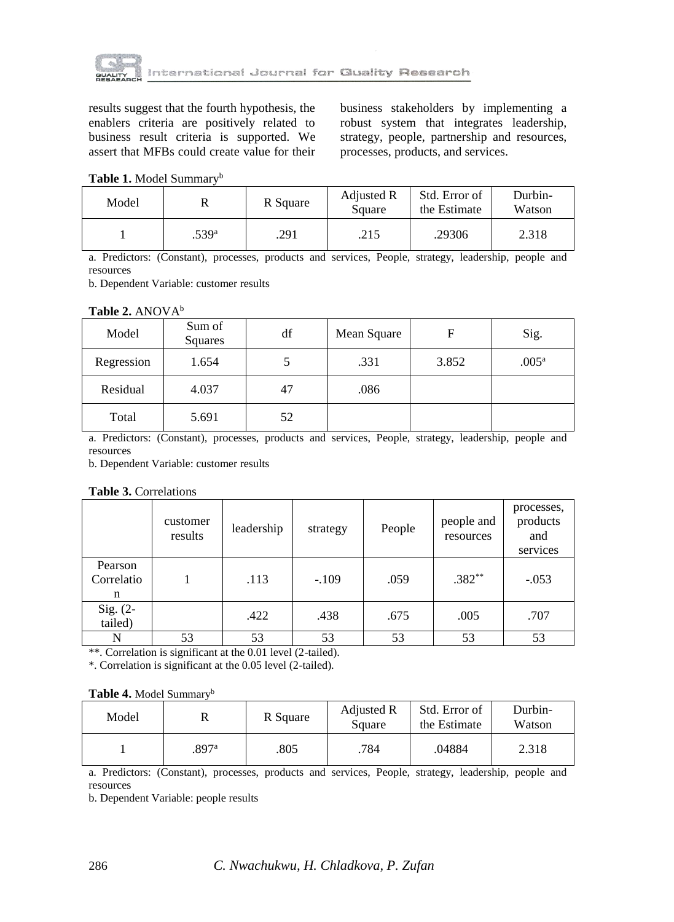results suggest that the fourth hypothesis, the enablers criteria are positively related to business result criteria is supported. We assert that MFBs could create value for their business stakeholders by implementing a robust system that integrates leadership, strategy, people, partnership and resources, processes, products, and services.

**Table 1.** Model Summary[b]

| Model | R | R Square | Adjusted R Square | Std. Error of the Estimate | Durbin-Watson |
|---|---|---|---|---|---|
| 1 | .539[a] | .291 | .215 | .29306 | 2.318 |

a. Predictors: (Constant), processes, products and services, People, strategy, leadership, people and resources

b. Dependent Variable: customer results

**Table 2.** ANOVA[b]

| Model | Sum of Squares | df | Mean Square | F | Sig. |
|---|---|---|---|---|---|
| Regression | 1.654 | 5 | .331 | 3.852 | .005[a] |
| Residual | 4.037 | 47 | .086 | | |
| Total | 5.691 | 52 | | | |

a. Predictors: (Constant), processes, products and services, People, strategy, leadership, people and resources

b. Dependent Variable: customer results

**Table 3.** Correlations

| | customer results | leadership | strategy | People | people and resources | processes, products and services |
|---|---|---|---|---|---|---|
| Pearson Correlation | 1 | .113 | -.109 | .059 | .382** | -.053 |
| Sig. (2-tailed) | | .422 | .438 | .675 | .005 | .707 |
| N | 53 | 53 | 53 | 53 | 53 | 53 |

**. Correlation is significant at the 0.01 level (2-tailed).

*. Correlation is significant at the 0.05 level (2-tailed).

**Table 4.** Model Summary[b]

| Model | R | R Square | Adjusted R Square | Std. Error of the Estimate | Durbin-Watson |
|---|---|---|---|---|---|
| 1 | .897[a] | .805 | .784 | .04884 | 2.318 |

a. Predictors: (Constant), processes, products and services, People, strategy, leadership, people and resources

b. Dependent Variable: people results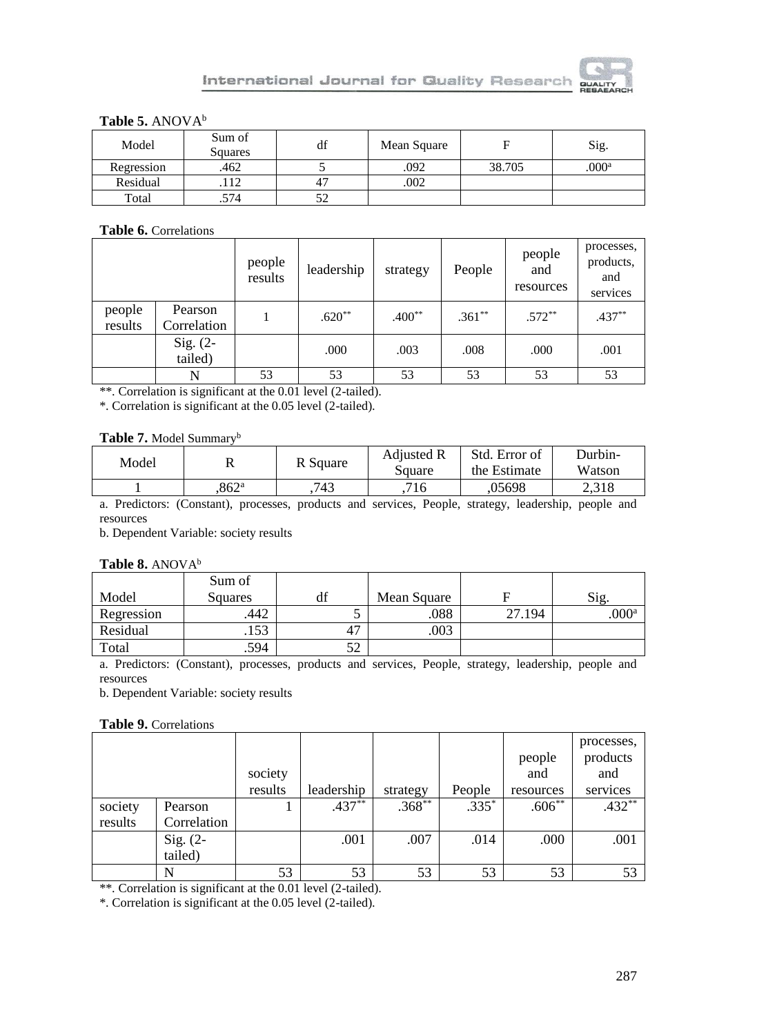**Table 5.** ANOVA[b]

| Model | Sum of Squares | df | Mean Square | F | Sig. |
|---|---|---|---|---|---|
| Regression | .462 | 5 | .092 | 38.705 | .000[a] |
| Residual | .112 | 47 | .002 | | |
| Total | .574 | 52 | | | |

**Table 6.** Correlations

| | | people results | leadership | strategy | People | people and resources | processes, products, and services |
|---|---|---|---|---|---|---|---|
| people results | Pearson Correlation | 1 | .620** | .400** | .361** | .572** | .437** |
| | Sig. (2-tailed) | | .000 | .003 | .008 | .000 | .001 |
| | N | 53 | 53 | 53 | 53 | 53 | 53 |

**. Correlation is significant at the 0.01 level (2-tailed).
*. Correlation is significant at the 0.05 level (2-tailed).

**Table 7.** Model Summary[b]

| Model | R | R Square | Adjusted R Square | Std. Error of the Estimate | Durbin-Watson |
|---|---|---|---|---|---|
| 1 | ,862[a] | ,743 | ,716 | ,05698 | 2,318 |

a. Predictors: (Constant), processes, products and services, People, strategy, leadership, people and resources
b. Dependent Variable: society results

**Table 8.** ANOVA[b]

| Model | Sum of Squares | df | Mean Square | F | Sig. |
|---|---|---|---|---|---|
| Regression | .442 | 5 | .088 | 27.194 | .000[a] |
| Residual | .153 | 47 | .003 | | |
| Total | .594 | 52 | | | |

a. Predictors: (Constant), processes, products and services, People, strategy, leadership, people and resources
b. Dependent Variable: society results

**Table 9.** Correlations

| | | society results | leadership | strategy | People | people and resources | processes, products and services |
|---|---|---|---|---|---|---|---|
| society results | Pearson Correlation | 1 | .437** | .368** | .335* | .606** | .432** |
| | Sig. (2-tailed) | | .001 | .007 | .014 | .000 | .001 |
| | N | 53 | 53 | 53 | 53 | 53 | 53 |

**. Correlation is significant at the 0.01 level (2-tailed).
*. Correlation is significant at the 0.05 level (2-tailed).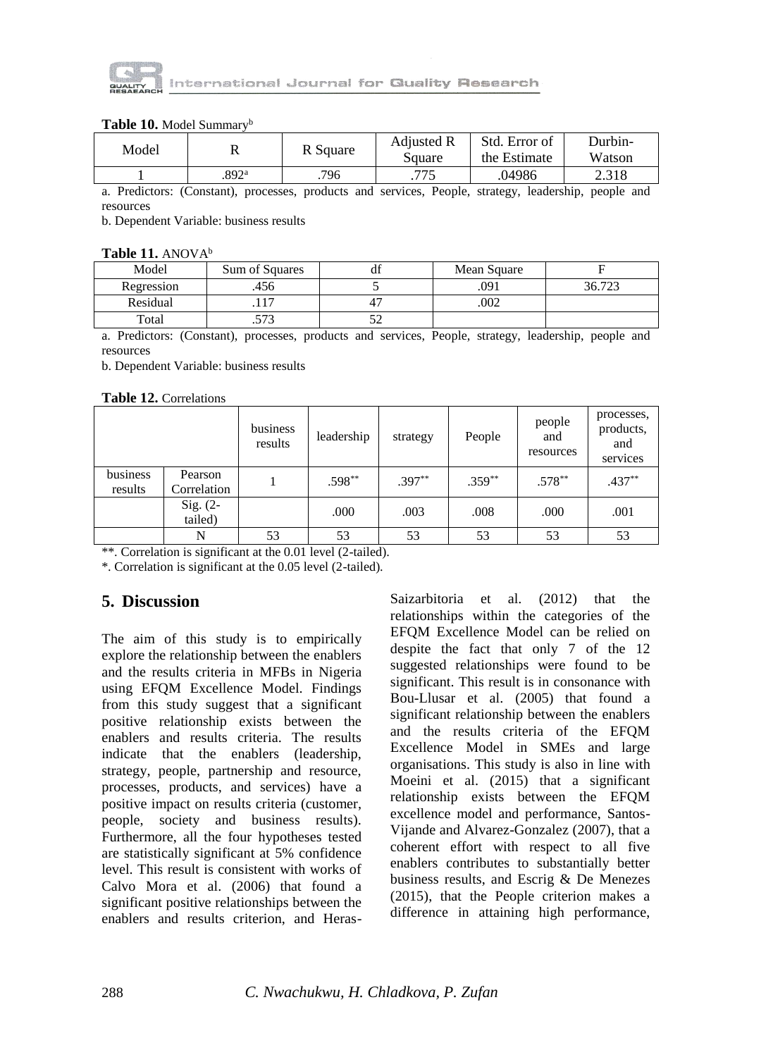**Table 10.** Model Summary[b]

| Model | R | R Square | Adjusted R Square | Std. Error of the Estimate | Durbin-Watson |
|---|---|---|---|---|---|
| 1 | .892[a] | .796 | .775 | .04986 | 2.318 |

a. Predictors: (Constant), processes, products and services, People, strategy, leadership, people and resources

b. Dependent Variable: business results

**Table 11.** ANOVA[b]

| Model | Sum of Squares | df | Mean Square | F |
|---|---|---|---|---|
| Regression | .456 | 5 | .091 | 36.723 |
| Residual | .117 | 47 | .002 | |
| Total | .573 | 52 | | |

a. Predictors: (Constant), processes, products and services, People, strategy, leadership, people and resources

b. Dependent Variable: business results

**Table 12.** Correlations

| | | business results | leadership | strategy | People | people and resources | processes, products, and services |
|---|---|---|---|---|---|---|---|
| business results | Pearson Correlation | 1 | .598** | .397** | .359** | .578** | .437** |
| | Sig. (2-tailed) | | .000 | .003 | .008 | .000 | .001 |
| | N | 53 | 53 | 53 | 53 | 53 | 53 |

**. Correlation is significant at the 0.01 level (2-tailed).

*. Correlation is significant at the 0.05 level (2-tailed).

## 5. Discussion

The aim of this study is to empirically explore the relationship between the enablers and the results criteria in MFBs in Nigeria using EFQM Excellence Model. Findings from this study suggest that a significant positive relationship exists between the enablers and results criteria. The results indicate that the enablers (leadership, strategy, people, partnership and resource, processes, products, and services) have a positive impact on results criteria (customer, people, society and business results). Furthermore, all the four hypotheses tested are statistically significant at 5% confidence level. This result is consistent with works of Calvo Mora et al. (2006) that found a significant positive relationships between the enablers and results criterion, and Heras-Saizarbitoria et al. (2012) that the relationships within the categories of the EFQM Excellence Model can be relied on despite the fact that only 7 of the 12 suggested relationships were found to be significant. This result is in consonance with Bou-Llusar et al. (2005) that found a significant relationship between the enablers and the results criteria of the EFQM Excellence Model in SMEs and large organisations. This study is also in line with Moeini et al. (2015) that a significant relationship exists between the EFQM excellence model and performance, Santos-Vijande and Alvarez-Gonzalez (2007), that a coherent effort with respect to all five enablers contributes to substantially better business results, and Escrig & De Menezes (2015), that the People criterion makes a difference in attaining high performance,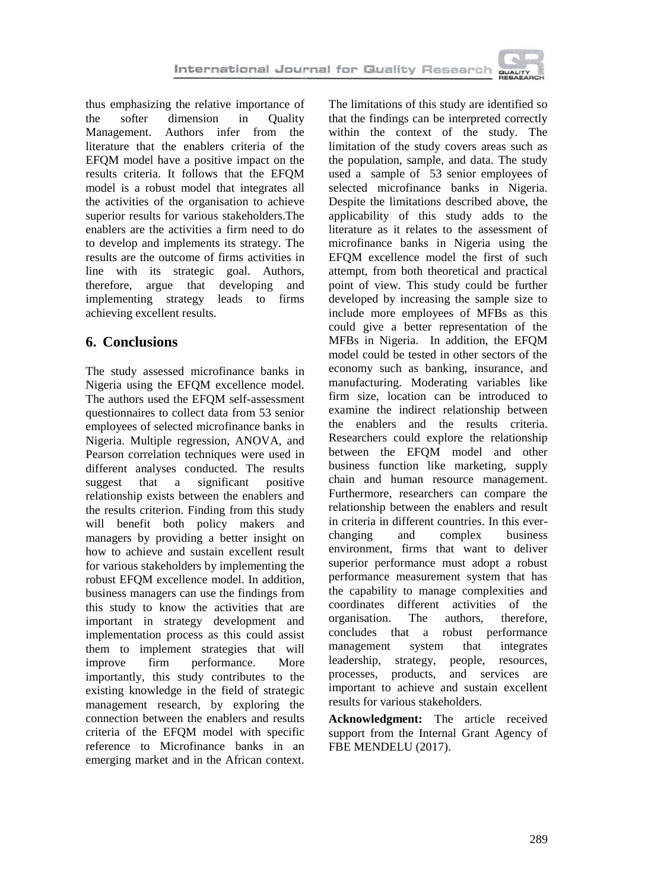thus emphasizing the relative importance of the softer dimension in Quality Management. Authors infer from the literature that the enablers criteria of the EFQM model have a positive impact on the results criteria. It follows that the EFQM model is a robust model that integrates all the activities of the organisation to achieve superior results for various stakeholders.The enablers are the activities a firm need to do to develop and implements its strategy. The results are the outcome of firms activities in line with its strategic goal. Authors, therefore, argue that developing and implementing strategy leads to firms achieving excellent results.

## 6. Conclusions

The study assessed microfinance banks in Nigeria using the EFQM excellence model. The authors used the EFQM self-assessment questionnaires to collect data from 53 senior employees of selected microfinance banks in Nigeria. Multiple regression, ANOVA, and Pearson correlation techniques were used in different analyses conducted. The results suggest that a significant positive relationship exists between the enablers and the results criterion. Finding from this study will benefit both policy makers and managers by providing a better insight on how to achieve and sustain excellent result for various stakeholders by implementing the robust EFQM excellence model. In addition, business managers can use the findings from this study to know the activities that are important in strategy development and implementation process as this could assist them to implement strategies that will improve firm performance. More importantly, this study contributes to the existing knowledge in the field of strategic management research, by exploring the connection between the enablers and results criteria of the EFQM model with specific reference to Microfinance banks in an emerging market and in the African context.

The limitations of this study are identified so that the findings can be interpreted correctly within the context of the study. The limitation of the study covers areas such as the population, sample, and data. The study used a sample of 53 senior employees of selected microfinance banks in Nigeria. Despite the limitations described above, the applicability of this study adds to the literature as it relates to the assessment of microfinance banks in Nigeria using the EFQM excellence model the first of such attempt, from both theoretical and practical point of view. This study could be further developed by increasing the sample size to include more employees of MFBs as this could give a better representation of the MFBs in Nigeria. In addition, the EFQM model could be tested in other sectors of the economy such as banking, insurance, and manufacturing. Moderating variables like firm size, location can be introduced to examine the indirect relationship between the enablers and the results criteria. Researchers could explore the relationship between the EFQM model and other business function like marketing, supply chain and human resource management. Furthermore, researchers can compare the relationship between the enablers and result in criteria in different countries. In this ever-changing and complex business environment, firms that want to deliver superior performance must adopt a robust performance measurement system that has the capability to manage complexities and coordinates different activities of the organisation. The authors, therefore, concludes that a robust performance management system that integrates leadership, strategy, people, resources, processes, products, and services are important to achieve and sustain excellent results for various stakeholders.

**Acknowledgment:** The article received support from the Internal Grant Agency of FBE MENDELU (2017).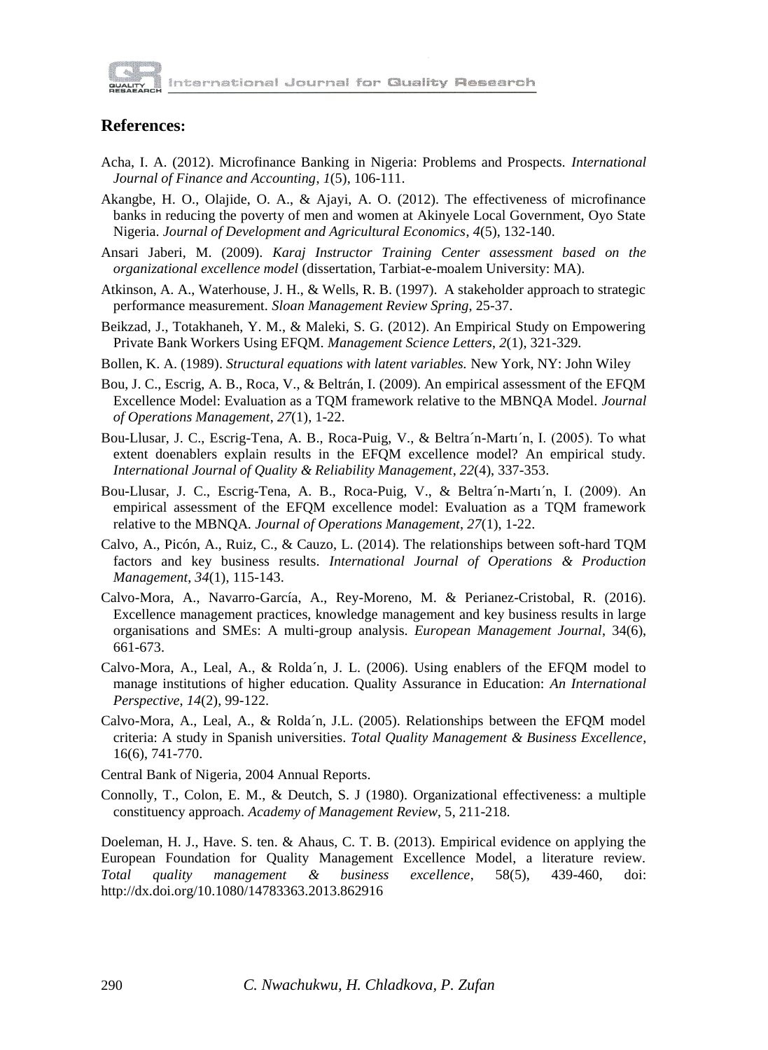## References:

Acha, I. A. (2012). Microfinance Banking in Nigeria: Problems and Prospects. *International Journal of Finance and Accounting*, *1*(5), 106-111.

Akangbe, H. O., Olajide, O. A., & Ajayi, A. O. (2012). The effectiveness of microfinance banks in reducing the poverty of men and women at Akinyele Local Government, Oyo State Nigeria. *Journal of Development and Agricultural Economics*, *4*(5), 132-140.

Ansari Jaberi, M. (2009). *Karaj Instructor Training Center assessment based on the organizational excellence model* (dissertation, Tarbiat-e-moalem University: MA).

Atkinson, A. A., Waterhouse, J. H., & Wells, R. B. (1997). A stakeholder approach to strategic performance measurement. *Sloan Management Review Spring*, 25-37.

Beikzad, J., Totakhaneh, Y. M., & Maleki, S. G. (2012). An Empirical Study on Empowering Private Bank Workers Using EFQM. *Management Science Letters*, *2*(1), 321-329.

Bollen, K. A. (1989). *Structural equations with latent variables.* New York, NY: John Wiley

Bou, J. C., Escrig, A. B., Roca, V., & Beltrán, I. (2009). An empirical assessment of the EFQM Excellence Model: Evaluation as a TQM framework relative to the MBNQA Model. *Journal of Operations Management*, *27*(1), 1-22.

Bou-Llusar, J. C., Escrig-Tena, A. B., Roca-Puig, V., & Beltra´n-Martı´n, I. (2005). To what extent doenablers explain results in the EFQM excellence model? An empirical study. *International Journal of Quality & Reliability Management*, *22*(4), 337-353.

Bou-Llusar, J. C., Escrig-Tena, A. B., Roca-Puig, V., & Beltra´n-Martı´n, I. (2009). An empirical assessment of the EFQM excellence model: Evaluation as a TQM framework relative to the MBNQA. *Journal of Operations Management*, *27*(1), 1-22.

Calvo, A., Picón, A., Ruiz, C., & Cauzo, L. (2014). The relationships between soft-hard TQM factors and key business results. *International Journal of Operations & Production Management*, *34*(1), 115-143.

Calvo-Mora, A., Navarro-García, A., Rey-Moreno, M. & Perianez-Cristobal, R. (2016). Excellence management practices, knowledge management and key business results in large organisations and SMEs: A multi-group analysis. *European Management Journal*, 34(6), 661-673.

Calvo-Mora, A., Leal, A., & Rolda´n, J. L. (2006). Using enablers of the EFQM model to manage institutions of higher education. Quality Assurance in Education: *An International Perspective*, *14*(2), 99-122.

Calvo-Mora, A., Leal, A., & Rolda´n, J.L. (2005). Relationships between the EFQM model criteria: A study in Spanish universities. *Total Quality Management & Business Excellence*, 16(6), 741-770.

Central Bank of Nigeria, 2004 Annual Reports.

Connolly, T., Colon, E. M., & Deutch, S. J (1980). Organizational effectiveness: a multiple constituency approach. *Academy of Management Review*, 5, 211-218.

Doeleman, H. J., Have. S. ten. & Ahaus, C. T. B. (2013). Empirical evidence on applying the European Foundation for Quality Management Excellence Model, a literature review. *Total quality management & business excellence*, 58(5), 439-460, doi: http://dx.doi.org/10.1080/14783363.2013.862916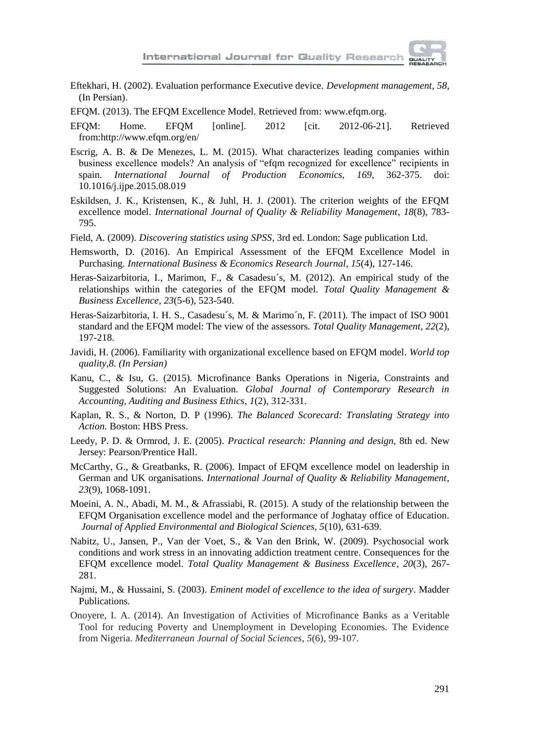Eftekhari, H. (2002). Evaluation performance Executive device. *Development management*, *58*, (In Persian).

EFQM. (2013). The EFQM Excellence Model. Retrieved from: www.efqm.org.

EFQM: Home. EFQM [online]. 2012 [cit. 2012-06-21]. Retrieved from:http://www.efqm.org/en/

Escrig, A. B. & De Menezes, L. M. (2015). What characterizes leading companies within business excellence models? An analysis of "efqm recognized for excellence" recipients in spain. *International Journal of Production Economics*, *169*, 362-375. doi: 10.1016/j.ijpe.2015.08.019

Eskildsen, J. K., Kristensen, K., & Juhl, H. J. (2001). The criterion weights of the EFQM excellence model. *International Journal of Quality & Reliability Management*, *18*(8), 783-795.

Field, A. (2009). *Discovering statistics using SPSS*, 3rd ed. London: Sage publication Ltd.

Hemsworth, D. (2016). An Empirical Assessment of the EFQM Excellence Model in Purchasing. *International Business & Economics Research Journal*, *15*(4), 127-146.

Heras-Saizarbitoria, I., Marimon, F., & Casadesu´s, M. (2012). An empirical study of the relationships within the categories of the EFQM model. *Total Quality Management & Business Excellence*, *23*(5-6), 523-540.

Heras-Saizarbitoria, I. H. S., Casadesu´s, M. & Marimo´n, F. (2011). The impact of ISO 9001 standard and the EFQM model: The view of the assessors. *Total Quality Management*, *22*(2), 197-218.

Javidi, H. (2006). Familiarity with organizational excellence based on EFQM model. *World top quality,8. (In Persian)*

Kanu, C., & Isu, G. (2015). Microfinance Banks Operations in Nigeria, Constraints and Suggested Solutions: An Evaluation. *Global Journal of Contemporary Research in Accounting, Auditing and Business Ethics*, *1*(2), 312-331.

Kaplan, R. S., & Norton, D. P (1996). *The Balanced Scorecard: Translating Strategy into Action.* Boston: HBS Press.

Leedy, P. D. & Ormrod, J. E. (2005). *Practical research: Planning and design*, 8th ed. New Jersey: Pearson/Prentice Hall.

McCarthy, G., & Greatbanks, R. (2006). Impact of EFQM excellence model on leadership in German and UK organisations. *International Journal of Quality & Reliability Management*, *23*(9), 1068-1091.

Moeini, A. N., Abadi, M. M., & Afrassiabi, R. (2015). A study of the relationship between the EFQM Organisation excellence model and the performance of Joghatay office of Education. *Journal of Applied Environmental and Biological Sciences*, *5*(10), 631-639.

Nabitz, U., Jansen, P., Van der Voet, S., & Van den Brink, W. (2009). Psychosocial work conditions and work stress in an innovating addiction treatment centre. Consequences for the EFQM excellence model. *Total Quality Management & Business Excellence*, *20*(3), 267-281.

Najmi, M., & Hussaini, S. (2003). *Eminent model of excellence to the idea of surgery*. Madder Publications.

Onoyere, I. A. (2014). An Investigation of Activities of Microfinance Banks as a Veritable Tool for reducing Poverty and Unemployment in Developing Economies. The Evidence from Nigeria. *Mediterranean Journal of Social Sciences*, *5*(6), 99-107.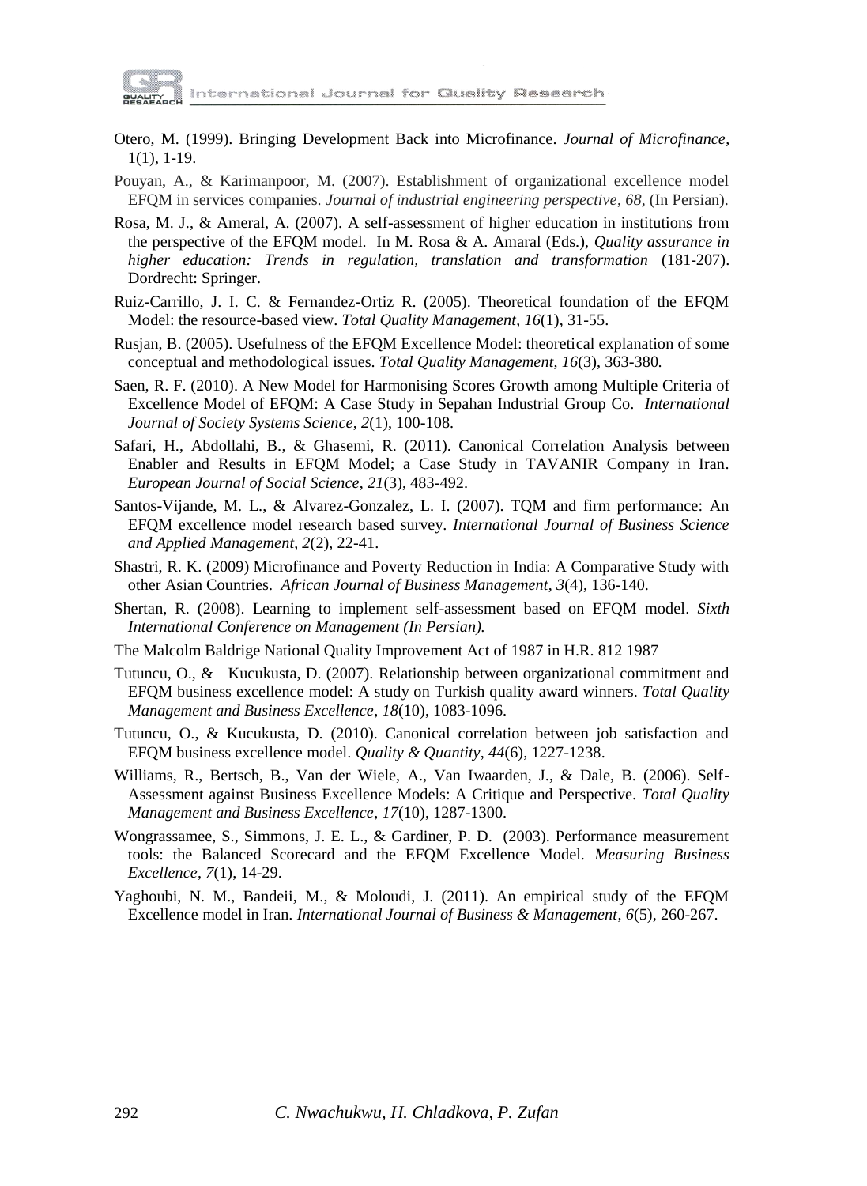Otero, M. (1999). Bringing Development Back into Microfinance. *Journal of Microfinance*, 1(1), 1-19.

Pouyan, A., & Karimanpoor, M. (2007). Establishment of organizational excellence model EFQM in services companies. *Journal of industrial engineering perspective*, *68*, (In Persian).

Rosa, M. J., & Ameral, A. (2007). A self-assessment of higher education in institutions from the perspective of the EFQM model. In M. Rosa & A. Amaral (Eds.), *Quality assurance in higher education: Trends in regulation, translation and transformation* (181-207). Dordrecht: Springer.

Ruiz-Carrillo, J. I. C. & Fernandez-Ortiz R. (2005). Theoretical foundation of the EFQM Model: the resource-based view. *Total Quality Management*, *16*(1), 31-55.

Rusjan, B. (2005). Usefulness of the EFQM Excellence Model: theoretical explanation of some conceptual and methodological issues. *Total Quality Management*, *16*(3), 363-380.

Saen, R. F. (2010). A New Model for Harmonising Scores Growth among Multiple Criteria of Excellence Model of EFQM: A Case Study in Sepahan Industrial Group Co. *International Journal of Society Systems Science*, *2*(1), 100-108.

Safari, H., Abdollahi, B., & Ghasemi, R. (2011). Canonical Correlation Analysis between Enabler and Results in EFQM Model; a Case Study in TAVANIR Company in Iran. *European Journal of Social Science*, *21*(3), 483-492.

Santos-Vijande, M. L., & Alvarez-Gonzalez, L. I. (2007). TQM and firm performance: An EFQM excellence model research based survey. *International Journal of Business Science and Applied Management*, *2*(2), 22-41.

Shastri, R. K. (2009) Microfinance and Poverty Reduction in India: A Comparative Study with other Asian Countries. *African Journal of Business Management*, *3*(4), 136-140.

Shertan, R. (2008). Learning to implement self-assessment based on EFQM model. *Sixth International Conference on Management (In Persian).*

The Malcolm Baldrige National Quality Improvement Act of 1987 in H.R. 812 1987

Tutuncu, O., & Kucukusta, D. (2007). Relationship between organizational commitment and EFQM business excellence model: A study on Turkish quality award winners. *Total Quality Management and Business Excellence*, *18*(10), 1083-1096.

Tutuncu, O., & Kucukusta, D. (2010). Canonical correlation between job satisfaction and EFQM business excellence model. *Quality & Quantity*, *44*(6), 1227-1238.

Williams, R., Bertsch, B., Van der Wiele, A., Van Iwaarden, J., & Dale, B. (2006). Self-Assessment against Business Excellence Models: A Critique and Perspective. *Total Quality Management and Business Excellence*, *17*(10), 1287-1300.

Wongrassamee, S., Simmons, J. E. L., & Gardiner, P. D. (2003). Performance measurement tools: the Balanced Scorecard and the EFQM Excellence Model. *Measuring Business Excellence*, *7*(1), 14-29.

Yaghoubi, N. M., Bandeii, M., & Moloudi, J. (2011). An empirical study of the EFQM Excellence model in Iran. *International Journal of Business & Management*, *6*(5), 260-267.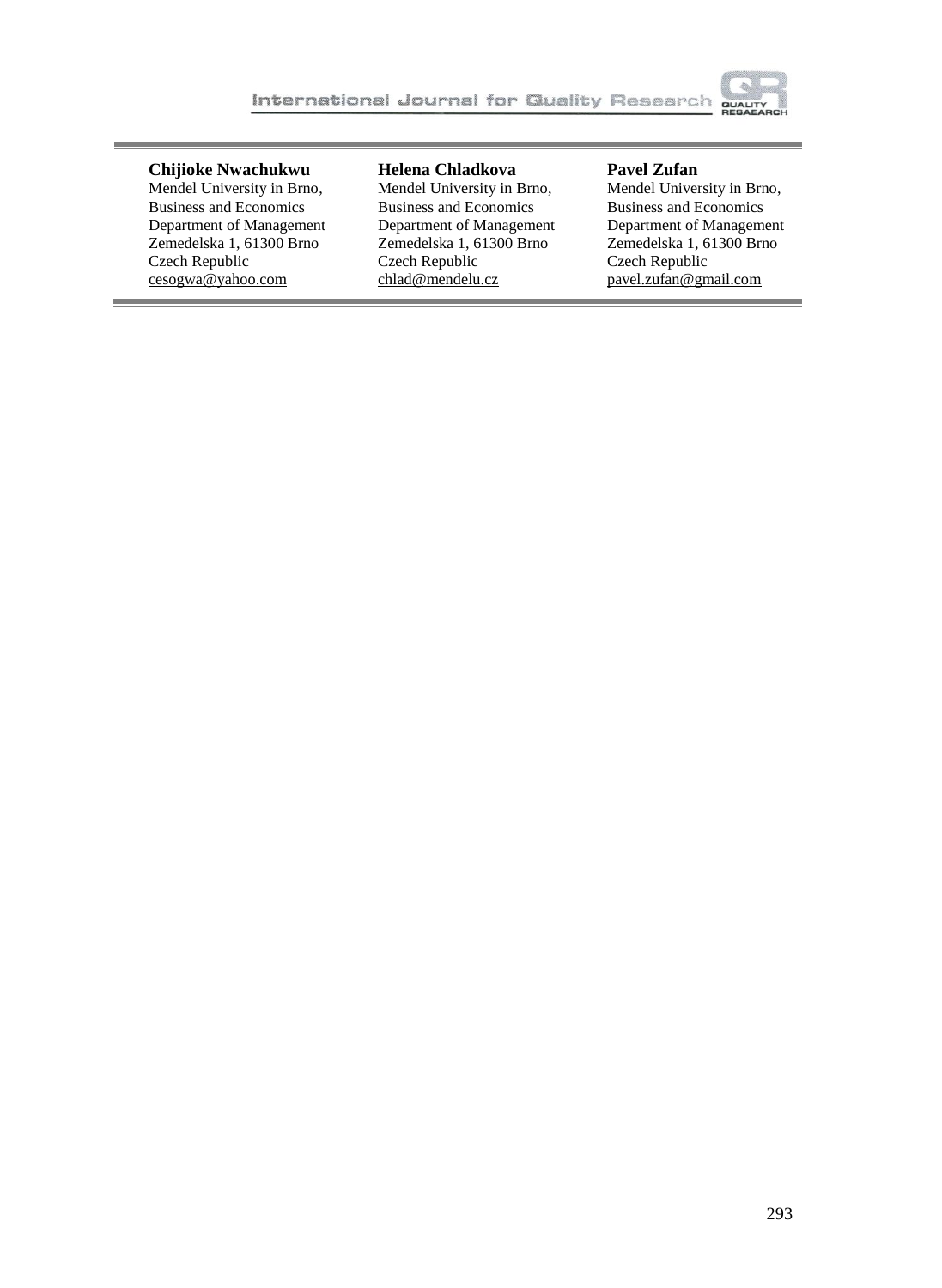**Chijioke Nwachukwu**
Mendel University in Brno,
Business and Economics
Department of Management
Zemedelska 1, 61300 Brno
Czech Republic
cesogwa@yahoo.com

**Helena Chladkova**
Mendel University in Brno,
Business and Economics
Department of Management
Zemedelska 1, 61300 Brno
Czech Republic
chlad@mendelu.cz

**Pavel Zufan**
Mendel University in Brno,
Business and Economics
Department of Management
Zemedelska 1, 61300 Brno
Czech Republic
pavel.zufan@gmail.com